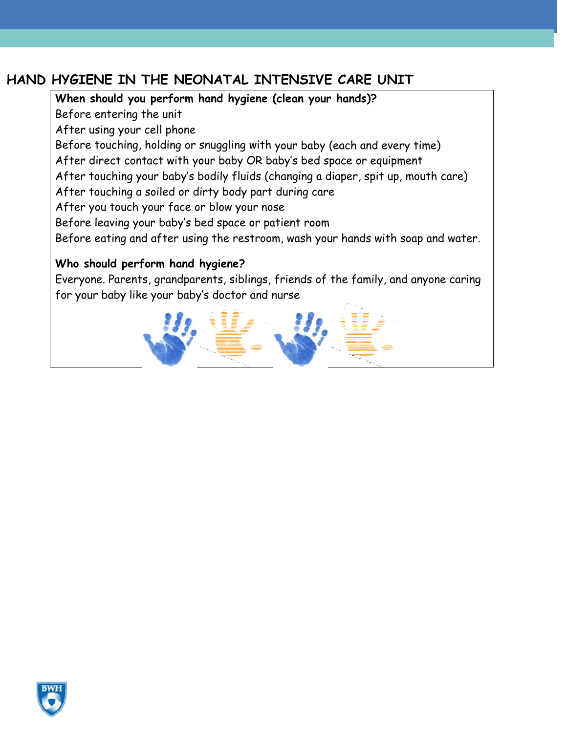# HAND HYGIENE IN THE NEONATAL INTENSIVE CARE UNIT

**When should you perform hand hygiene (clean your hands)?**

Before entering the unit

After using your cell phone

Before touching, holding or snuggling with your baby (each and every time)

After direct contact with your baby OR baby's bed space or equipment

After touching your baby's bodily fluids (changing a diaper, spit up, mouth care)

After touching a soiled or dirty body part during care

After you touch your face or blow your nose

Before leaving your baby's bed space or patient room

Before eating and after using the restroom, wash your hands with soap and water.

**Who should perform hand hygiene?**

Everyone. Parents, grandparents, siblings, friends of the family, and anyone caring for your baby like your baby's doctor and nurse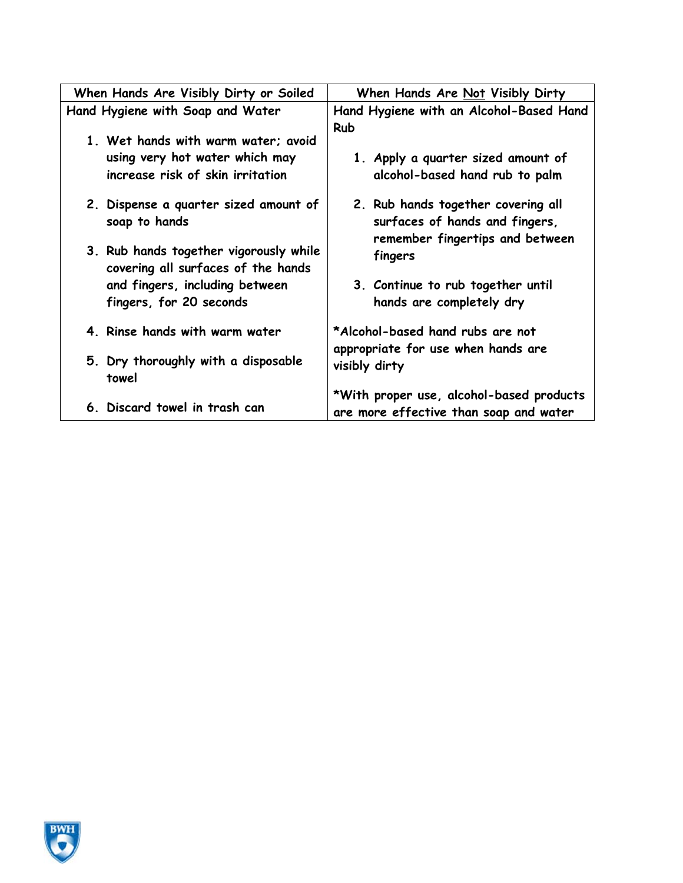| When Hands Are Visibly Dirty or Soiled | When Hands Are Not Visibly Dirty |
| --- | --- |
| Hand Hygiene with Soap and Water<br><br>1. Wet hands with warm water; avoid using very hot water which may increase risk of skin irritation<br><br>2. Dispense a quarter sized amount of soap to hands<br><br>3. Rub hands together vigorously while covering all surfaces of the hands and fingers, including between fingers, for 20 seconds<br><br>4. Rinse hands with warm water<br><br>5. Dry thoroughly with a disposable towel<br><br>6. Discard towel in trash can | Hand Hygiene with an Alcohol-Based Hand Rub<br><br>1. Apply a quarter sized amount of alcohol-based hand rub to palm<br><br>2. Rub hands together covering all surfaces of hands and fingers, remember fingertips and between fingers<br><br>3. Continue to rub together until hands are completely dry<br><br>*Alcohol-based hand rubs are not appropriate for use when hands are visibly dirty<br><br>*With proper use, alcohol-based products are more effective than soap and water |